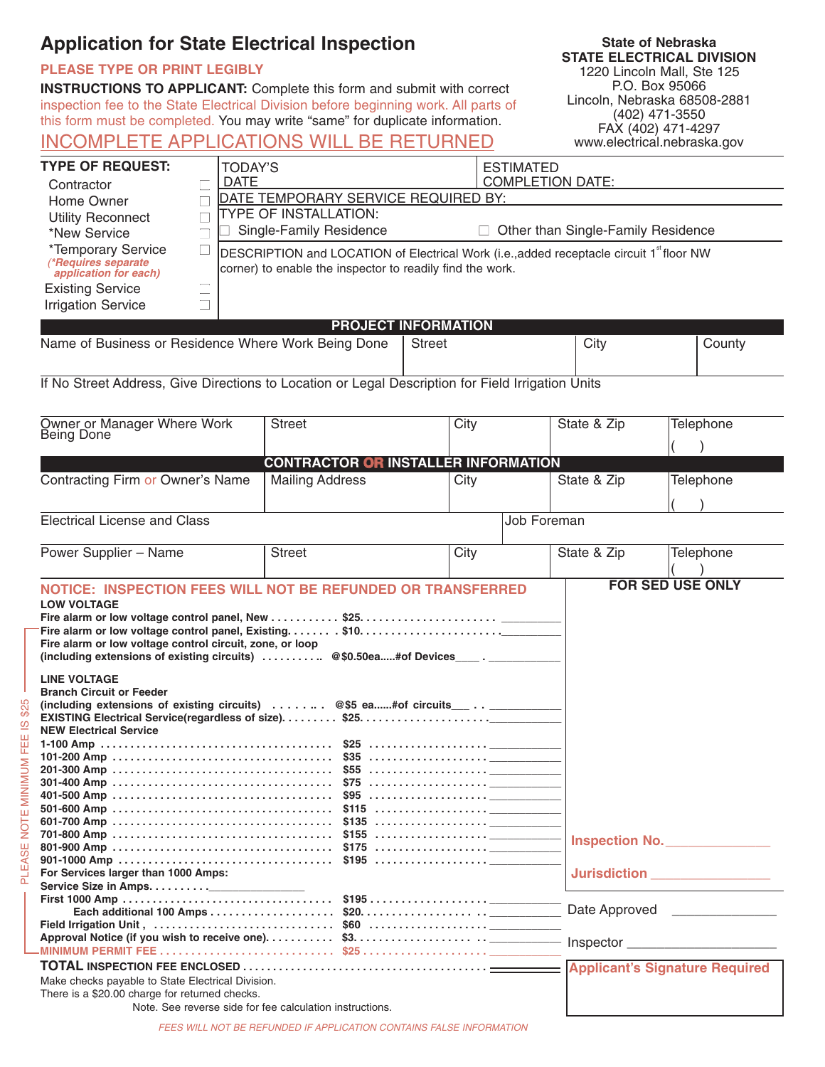# Application for State Electrical Inspection

**PLEASE TYPE OR PRINT LEGIBLY**

**INSTRUCTIONS TO APPLICANT:** Complete this form and submit with correct inspection fee to the State Electrical Division before beginning work. All parts of this form must be completed. You may write "same" for duplicate information.

**INCOMPLETE APPLICATIONS WILL BE RETURNED**

**State of Nebraska**
**STATE ELECTRICAL DIVISION**
1220 Lincoln Mall, Ste 125
P.O. Box 95066
Lincoln, Nebraska 68508-2881
(402) 471-3550
FAX (402) 471-4297
www.electrical.nebraska.gov

**TYPE OF REQUEST:**

- ☐ Contractor
- ☐ Home Owner
- ☐ Utility Reconnect
- ☐ *New Service
- ☐ *Temporary Service
  *(*Requires separate application for each)*
- ☐ Existing Service
- ☐ Irrigation Service

TODAY'S DATE: ______ ESTIMATED COMPLETION DATE: ______

DATE TEMPORARY SERVICE REQUIRED BY: ______

TYPE OF INSTALLATION:
☐ Single-Family Residence ☐ Other than Single-Family Residence

DESCRIPTION and LOCATION of Electrical Work (i.e.,added receptacle circuit 1st floor NW corner) to enable the inspector to readily find the work.

## PROJECT INFORMATION

| Name of Business or Residence Where Work Being Done | Street | City | County |
|---|---|---|---|
| | | | |

If No Street Address, Give Directions to Location or Legal Description for Field Irrigation Units

| Owner or Manager Where Work Being Done | Street | City | State & Zip | Telephone |
|---|---|---|---|---|
| | | | | ( ) |

## CONTRACTOR OR INSTALLER INFORMATION

| Contracting Firm or Owner's Name | Mailing Address | City | State & Zip | Telephone |
|---|---|---|---|---|
| | | | | ( ) |

| Electrical License and Class | Job Foreman |
|---|---|
| | |

| Power Supplier – Name | Street | City | State & Zip | Telephone |
|---|---|---|---|---|
| | | | | ( ) |

**NOTICE: INSPECTION FEES WILL NOT BE REFUNDED OR TRANSFERRED**

*PLEASE NOTE MINIMUM FEE IS $25*

**LOW VOLTAGE**

| Item | Fee | Amount |
|---|---|---|
| Fire alarm or low voltage control panel, New | $25. | ______ |
| Fire alarm or low voltage control panel, Existing. | $10. | ______ |
| Fire alarm or low voltage control circuit, zone, or loop (including extensions of existing circuits) | @$0.50ea.....#of Devices____ | ______ |

**LINE VOLTAGE**

| Item | Fee | Amount |
|---|---|---|
| Branch Circuit or Feeder (including extensions of existing circuits) | @$5 ea......#of circuits___ | ______ |
| EXISTING Electrical Service(regardless of size). | $25. | ______ |
| **NEW Electrical Service** | | |
| 1-100 Amp | $25 | ______ |
| 101-200 Amp | $35 | ______ |
| 201-300 Amp | $55 | ______ |
| 301-400 Amp | $75 | ______ |
| 401-500 Amp | $95 | ______ |
| 501-600 Amp | $115 | ______ |
| 601-700 Amp | $135 | ______ |
| 701-800 Amp | $155 | ______ |
| 801-900 Amp | $175 | ______ |
| 901-1000 Amp | $195 | ______ |
| For Services larger than 1000 Amps: Service Size in Amps. ______ | | |
| First 1000 Amp | $195 | ______ |
| Each additional 100 Amps | $20. | ______ |
| Field Irrigation Unit , | $60 | ______ |
| Approval Notice (if you wish to receive one). | $3. | ______ |
| MINIMUM PERMIT FEE | $25 | |
| **TOTAL INSPECTION FEE ENCLOSED** | | ______ |

Make checks payable to State Electrical Division.
There is a $20.00 charge for returned checks.
Note. See reverse side for fee calculation instructions.

**FOR SED USE ONLY**

Inspection No. ______________

Jurisdiction ______________

Date Approved ______________

Inspector ______________

**Applicant's Signature Required**

*FEES WILL NOT BE REFUNDED IF APPLICATION CONTAINS FALSE INFORMATION*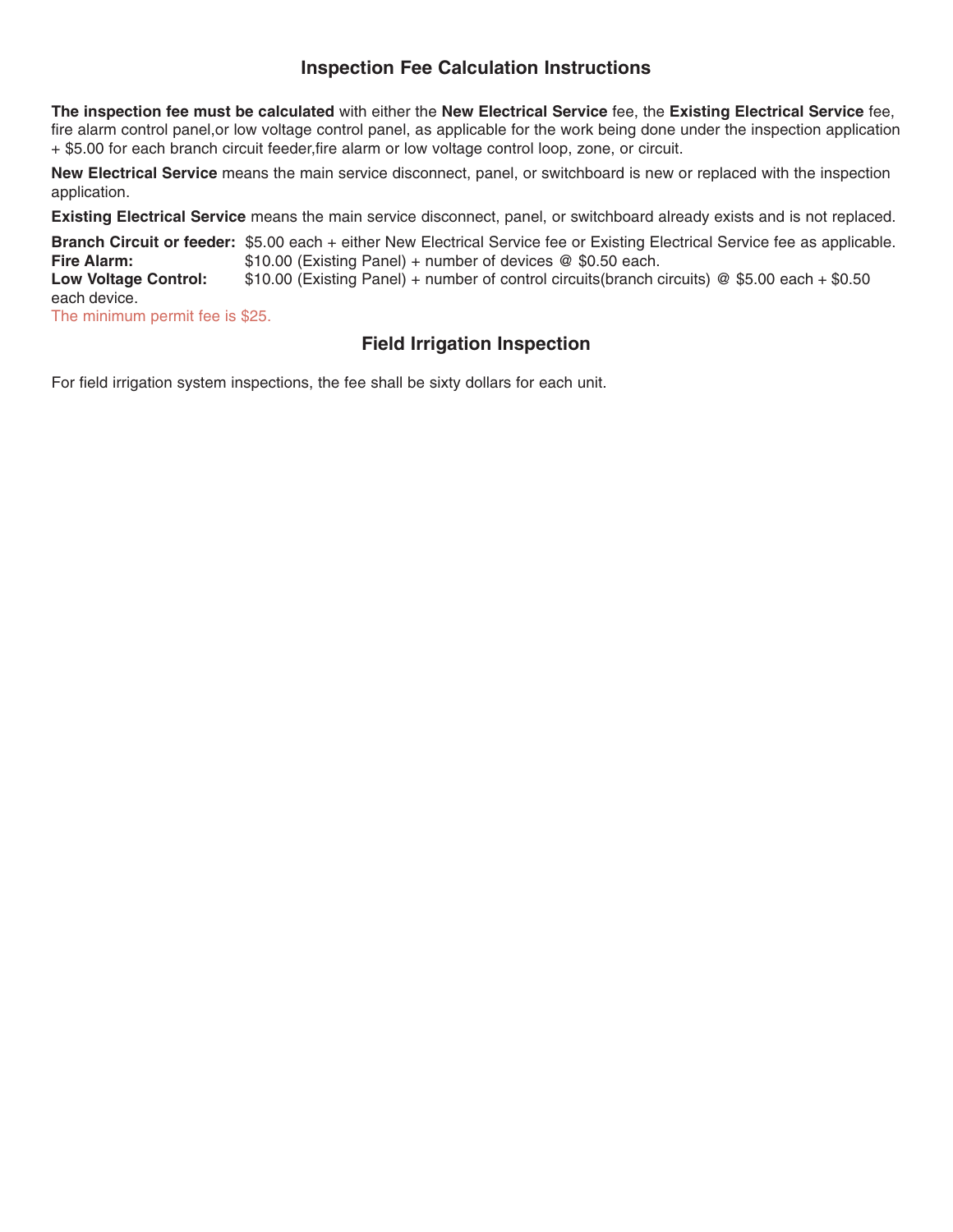## Inspection Fee Calculation Instructions

**The inspection fee must be calculated** with either the **New Electrical Service** fee, the **Existing Electrical Service** fee, fire alarm control panel,or low voltage control panel, as applicable for the work being done under the inspection application + $5.00 for each branch circuit feeder,fire alarm or low voltage control loop, zone, or circuit.

**New Electrical Service** means the main service disconnect, panel, or switchboard is new or replaced with the inspection application.

**Existing Electrical Service** means the main service disconnect, panel, or switchboard already exists and is not replaced.

**Branch Circuit or feeder:** $5.00 each + either New Electrical Service fee or Existing Electrical Service fee as applicable.
**Fire Alarm:** $10.00 (Existing Panel) + number of devices @ $0.50 each.
**Low Voltage Control:** $10.00 (Existing Panel) + number of control circuits(branch circuits) @ $5.00 each + $0.50 each device.
The minimum permit fee is $25.

## Field Irrigation Inspection

For field irrigation system inspections, the fee shall be sixty dollars for each unit.